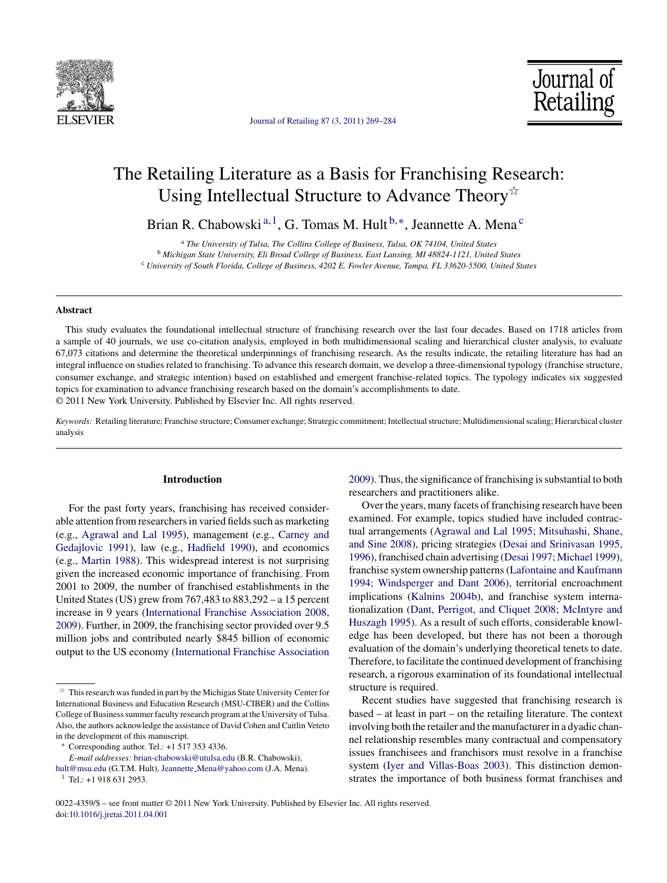# The Retailing Literature as a Basis for Franchising Research: Using Intellectual Structure to Advance Theory[☆]

Brian R. Chabowski[a,1], G. Tomas M. Hult[b,*], Jeannette A. Mena[c]

[a] *The University of Tulsa, The Collins College of Business, Tulsa, OK 74104, United States*
[b] *Michigan State University, Eli Broad College of Business, East Lansing, MI 48824-1121, United States*
[c] *University of South Florida, College of Business, 4202 E. Fowler Avenue, Tampa, FL 33620-5500, United States*

## Abstract

This study evaluates the foundational intellectual structure of franchising research over the last four decades. Based on 1718 articles from a sample of 40 journals, we use co-citation analysis, employed in both multidimensional scaling and hierarchical cluster analysis, to evaluate 67,073 citations and determine the theoretical underpinnings of franchising research. As the results indicate, the retailing literature has had an integral influence on studies related to franchising. To advance this research domain, we develop a three-dimensional typology (franchise structure, consumer exchange, and strategic intention) based on established and emergent franchise-related topics. The typology indicates six suggested topics for examination to advance franchising research based on the domain's accomplishments to date.

© 2011 New York University. Published by Elsevier Inc. All rights reserved.

*Keywords:* Retailing literature; Franchise structure; Consumer exchange; Strategic commitment; Intellectual structure; Multidimensional scaling; Hierarchical cluster analysis

## Introduction

For the past forty years, franchising has received considerable attention from researchers in varied fields such as marketing (e.g., Agrawal and Lal 1995), management (e.g., Carney and Gedajlovic 1991), law (e.g., Hadfield 1990), and economics (e.g., Martin 1988). This widespread interest is not surprising given the increased economic importance of franchising. From 2001 to 2009, the number of franchised establishments in the United States (US) grew from 767,483 to 883,292 – a 15 percent increase in 9 years (International Franchise Association 2008, 2009). Further, in 2009, the franchising sector provided over 9.5 million jobs and contributed nearly $845 billion of economic output to the US economy (International Franchise Association 2009). Thus, the significance of franchising is substantial to both researchers and practitioners alike.

Over the years, many facets of franchising research have been examined. For example, topics studied have included contractual arrangements (Agrawal and Lal 1995; Mitsuhashi, Shane, and Sine 2008), pricing strategies (Desai and Srinivasan 1995, 1996), franchised chain advertising (Desai 1997; Michael 1999), franchise system ownership patterns (Lafontaine and Kaufmann 1994; Windsperger and Dant 2006), territorial encroachment implications (Kalnins 2004b), and franchise system internationalization (Dant, Perrigot, and Cliquet 2008; McIntyre and Huszagh 1995). As a result of such efforts, considerable knowledge has been developed, but there has not been a thorough evaluation of the domain's underlying theoretical tenets to date. Therefore, to facilitate the continued development of franchising research, a rigorous examination of its foundational intellectual structure is required.

Recent studies have suggested that franchising research is based – at least in part – on the retailing literature. The context involving both the retailer and the manufacturer in a dyadic channel relationship resembles many contractual and compensatory issues franchisees and franchisors must resolve in a franchise system (Iyer and Villas-Boas 2003). This distinction demonstrates the importance of both business format franchises and

---

[☆] This research was funded in part by the Michigan State University Center for International Business and Education Research (MSU-CIBER) and the Collins College of Business summer faculty research program at the University of Tulsa. Also, the authors acknowledge the assistance of David Cohen and Caitlin Veteto in the development of this manuscript.

[*] Corresponding author. Tel.: +1 517 353 4336.

*E-mail addresses:* brian-chabowski@utulsa.edu (B.R. Chabowski), hult@msu.edu (G.T.M. Hult), Jeannette_Mena@yahoo.com (J.A. Mena).

[1] Tel.: +1 918 631 2953.

0022-4359/$ – see front matter © 2011 New York University. Published by Elsevier Inc. All rights reserved.
doi:10.1016/j.jretai.2011.04.001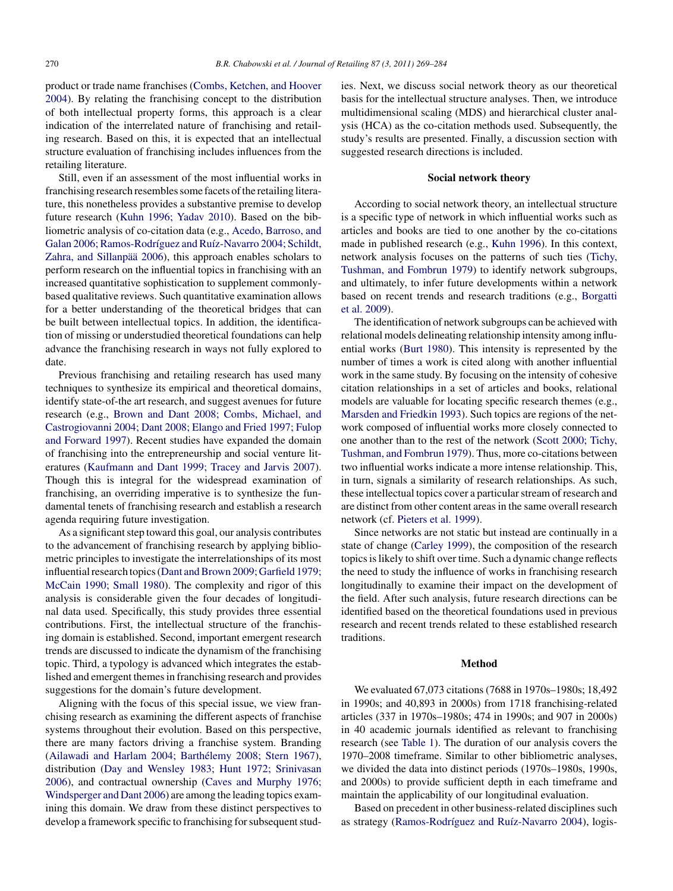product or trade name franchises (Combs, Ketchen, and Hoover 2004). By relating the franchising concept to the distribution of both intellectual property forms, this approach is a clear indication of the interrelated nature of franchising and retailing research. Based on this, it is expected that an intellectual structure evaluation of franchising includes influences from the retailing literature.

Still, even if an assessment of the most influential works in franchising research resembles some facets of the retailing literature, this nonetheless provides a substantive premise to develop future research (Kuhn 1996; Yadav 2010). Based on the bibliometric analysis of co-citation data (e.g., Acedo, Barroso, and Galan 2006; Ramos-Rodríguez and Ruíz-Navarro 2004; Schildt, Zahra, and Sillanpää 2006), this approach enables scholars to perform research on the influential topics in franchising with an increased quantitative sophistication to supplement commonly-based qualitative reviews. Such quantitative examination allows for a better understanding of the theoretical bridges that can be built between intellectual topics. In addition, the identification of missing or understudied theoretical foundations can help advance the franchising research in ways not fully explored to date.

Previous franchising and retailing research has used many techniques to synthesize its empirical and theoretical domains, identify state-of-the art research, and suggest avenues for future research (e.g., Brown and Dant 2008; Combs, Michael, and Castrogiovanni 2004; Dant 2008; Elango and Fried 1997; Fulop and Forward 1997). Recent studies have expanded the domain of franchising into the entrepreneurship and social venture literatures (Kaufmann and Dant 1999; Tracey and Jarvis 2007). Though this is integral for the widespread examination of franchising, an overriding imperative is to synthesize the fundamental tenets of franchising research and establish a research agenda requiring future investigation.

As a significant step toward this goal, our analysis contributes to the advancement of franchising research by applying bibliometric principles to investigate the interrelationships of its most influential research topics (Dant and Brown 2009; Garfield 1979; McCain 1990; Small 1980). The complexity and rigor of this analysis is considerable given the four decades of longitudinal data used. Specifically, this study provides three essential contributions. First, the intellectual structure of the franchising domain is established. Second, important emergent research trends are discussed to indicate the dynamism of the franchising topic. Third, a typology is advanced which integrates the established and emergent themes in franchising research and provides suggestions for the domain's future development.

Aligning with the focus of this special issue, we view franchising research as examining the different aspects of franchise systems throughout their evolution. Based on this perspective, there are many factors driving a franchise system. Branding (Ailawadi and Harlam 2004; Barthélemy 2008; Stern 1967), distribution (Day and Wensley 1983; Hunt 1972; Srinivasan 2006), and contractual ownership (Caves and Murphy 1976; Windsperger and Dant 2006) are among the leading topics examining this domain. We draw from these distinct perspectives to develop a framework specific to franchising for subsequent studies. Next, we discuss social network theory as our theoretical basis for the intellectual structure analyses. Then, we introduce multidimensional scaling (MDS) and hierarchical cluster analysis (HCA) as the co-citation methods used. Subsequently, the study's results are presented. Finally, a discussion section with suggested research directions is included.

## Social network theory

According to social network theory, an intellectual structure is a specific type of network in which influential works such as articles and books are tied to one another by the co-citations made in published research (e.g., Kuhn 1996). In this context, network analysis focuses on the patterns of such ties (Tichy, Tushman, and Fombrun 1979) to identify network subgroups, and ultimately, to infer future developments within a network based on recent trends and research traditions (e.g., Borgatti et al. 2009).

The identification of network subgroups can be achieved with relational models delineating relationship intensity among influential works (Burt 1980). This intensity is represented by the number of times a work is cited along with another influential work in the same study. By focusing on the intensity of cohesive citation relationships in a set of articles and books, relational models are valuable for locating specific research themes (e.g., Marsden and Friedkin 1993). Such topics are regions of the network composed of influential works more closely connected to one another than to the rest of the network (Scott 2000; Tichy, Tushman, and Fombrun 1979). Thus, more co-citations between two influential works indicate a more intense relationship. This, in turn, signals a similarity of research relationships. As such, these intellectual topics cover a particular stream of research and are distinct from other content areas in the same overall research network (cf. Pieters et al. 1999).

Since networks are not static but instead are continually in a state of change (Carley 1999), the composition of the research topics is likely to shift over time. Such a dynamic change reflects the need to study the influence of works in franchising research longitudinally to examine their impact on the development of the field. After such analysis, future research directions can be identified based on the theoretical foundations used in previous research and recent trends related to these established research traditions.

## Method

We evaluated 67,073 citations (7688 in 1970s–1980s; 18,492 in 1990s; and 40,893 in 2000s) from 1718 franchising-related articles (337 in 1970s–1980s; 474 in 1990s; and 907 in 2000s) in 40 academic journals identified as relevant to franchising research (see Table 1). The duration of our analysis covers the 1970–2008 timeframe. Similar to other bibliometric analyses, we divided the data into distinct periods (1970s–1980s, 1990s, and 2000s) to provide sufficient depth in each timeframe and maintain the applicability of our longitudinal evaluation.

Based on precedent in other business-related disciplines such as strategy (Ramos-Rodríguez and Ruíz-Navarro 2004), logis-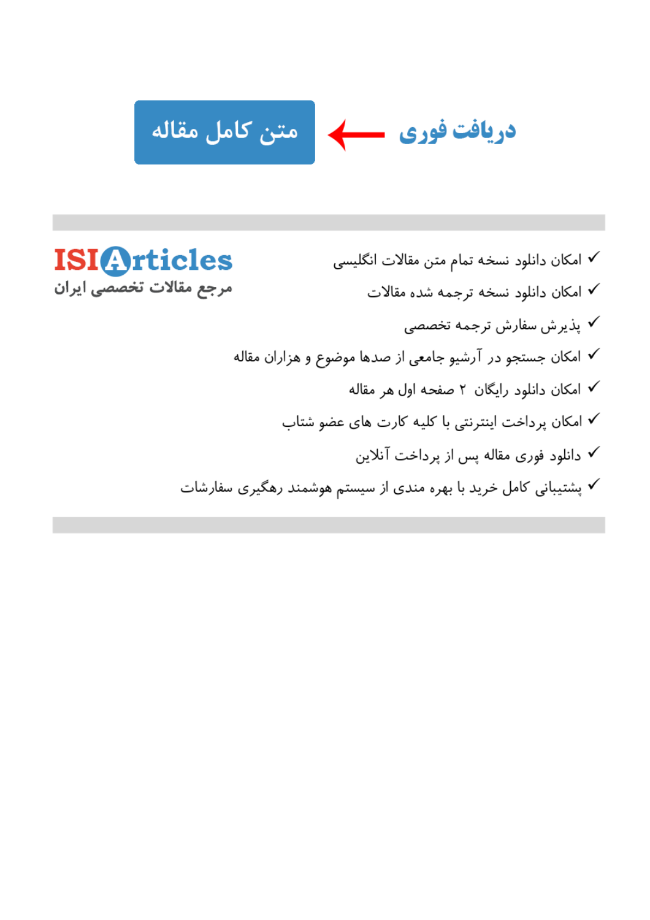دریافت فوری ← **متن کامل مقاله**

**ISIArticles**
مرجع مقالات تخصصی ایران

- ✓ امکان دانلود نسخه تمام متن مقالات انگلیسی
- ✓ امکان دانلود نسخه ترجمه شده مقالات
- ✓ پذیرش سفارش ترجمه تخصصی
- ✓ امکان جستجو در آرشیو جامعی از صدها موضوع و هزاران مقاله
- ✓ امکان دانلود رایگان ۲ صفحه اول هر مقاله
- ✓ امکان پرداخت اینترنتی با کلیه کارت های عضو شتاب
- ✓ دانلود فوری مقاله پس از پرداخت آنلاین
- ✓ پشتیبانی کامل خرید با بهره مندی از سیستم هوشمند رهگیری سفارشات